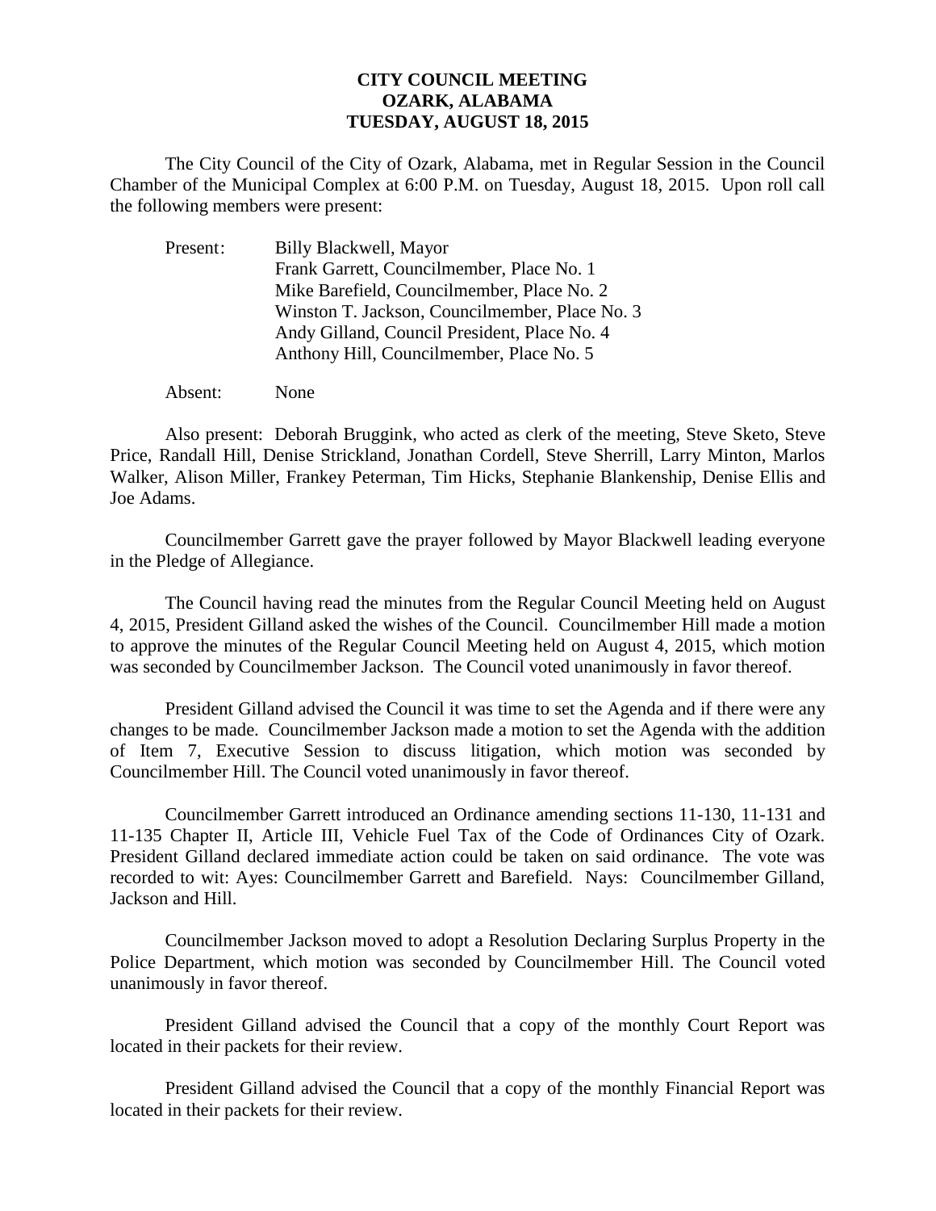# CITY COUNCIL MEETING
# OZARK, ALABAMA
# TUESDAY, AUGUST 18, 2015

The City Council of the City of Ozark, Alabama, met in Regular Session in the Council Chamber of the Municipal Complex at 6:00 P.M. on Tuesday, August 18, 2015. Upon roll call the following members were present:

Present: Billy Blackwell, Mayor
Frank Garrett, Councilmember, Place No. 1
Mike Barefield, Councilmember, Place No. 2
Winston T. Jackson, Councilmember, Place No. 3
Andy Gilland, Council President, Place No. 4
Anthony Hill, Councilmember, Place No. 5

Absent: None

Also present: Deborah Bruggink, who acted as clerk of the meeting, Steve Sketo, Steve Price, Randall Hill, Denise Strickland, Jonathan Cordell, Steve Sherrill, Larry Minton, Marlos Walker, Alison Miller, Frankey Peterman, Tim Hicks, Stephanie Blankenship, Denise Ellis and Joe Adams.

Councilmember Garrett gave the prayer followed by Mayor Blackwell leading everyone in the Pledge of Allegiance.

The Council having read the minutes from the Regular Council Meeting held on August 4, 2015, President Gilland asked the wishes of the Council. Councilmember Hill made a motion to approve the minutes of the Regular Council Meeting held on August 4, 2015, which motion was seconded by Councilmember Jackson. The Council voted unanimously in favor thereof.

President Gilland advised the Council it was time to set the Agenda and if there were any changes to be made. Councilmember Jackson made a motion to set the Agenda with the addition of Item 7, Executive Session to discuss litigation, which motion was seconded by Councilmember Hill. The Council voted unanimously in favor thereof.

Councilmember Garrett introduced an Ordinance amending sections 11-130, 11-131 and 11-135 Chapter II, Article III, Vehicle Fuel Tax of the Code of Ordinances City of Ozark. President Gilland declared immediate action could be taken on said ordinance. The vote was recorded to wit: Ayes: Councilmember Garrett and Barefield. Nays: Councilmember Gilland, Jackson and Hill.

Councilmember Jackson moved to adopt a Resolution Declaring Surplus Property in the Police Department, which motion was seconded by Councilmember Hill. The Council voted unanimously in favor thereof.

President Gilland advised the Council that a copy of the monthly Court Report was located in their packets for their review.

President Gilland advised the Council that a copy of the monthly Financial Report was located in their packets for their review.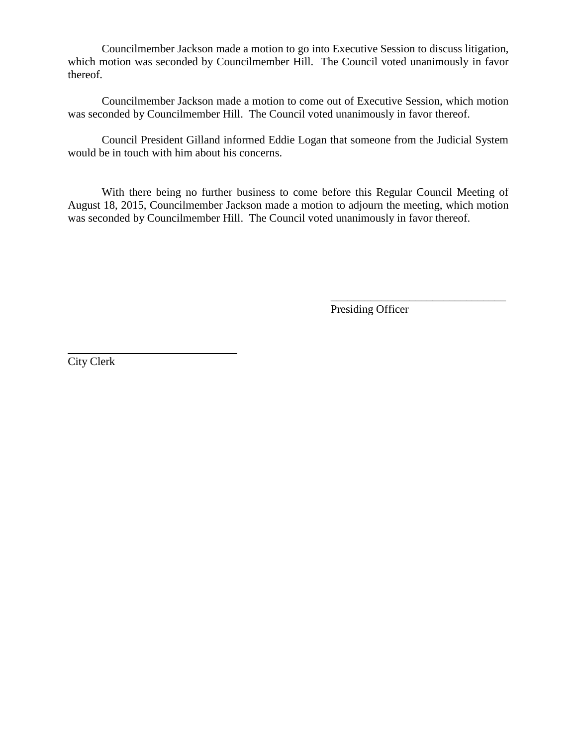Councilmember Jackson made a motion to go into Executive Session to discuss litigation, which motion was seconded by Councilmember Hill. The Council voted unanimously in favor thereof.

Councilmember Jackson made a motion to come out of Executive Session, which motion was seconded by Councilmember Hill. The Council voted unanimously in favor thereof.

Council President Gilland informed Eddie Logan that someone from the Judicial System would be in touch with him about his concerns.

With there being no further business to come before this Regular Council Meeting of August 18, 2015, Councilmember Jackson made a motion to adjourn the meeting, which motion was seconded by Councilmember Hill. The Council voted unanimously in favor thereof.

\_\_\_\_\_\_\_\_\_\_\_\_\_\_\_\_\_\_\_\_\_\_\_\_\_\_\_\_\_\_\_\_
Presiding Officer

\_\_\_\_\_\_\_\_\_\_\_\_\_\_\_\_\_\_\_\_\_\_\_\_\_\_\_\_\_\_\_\_
City Clerk